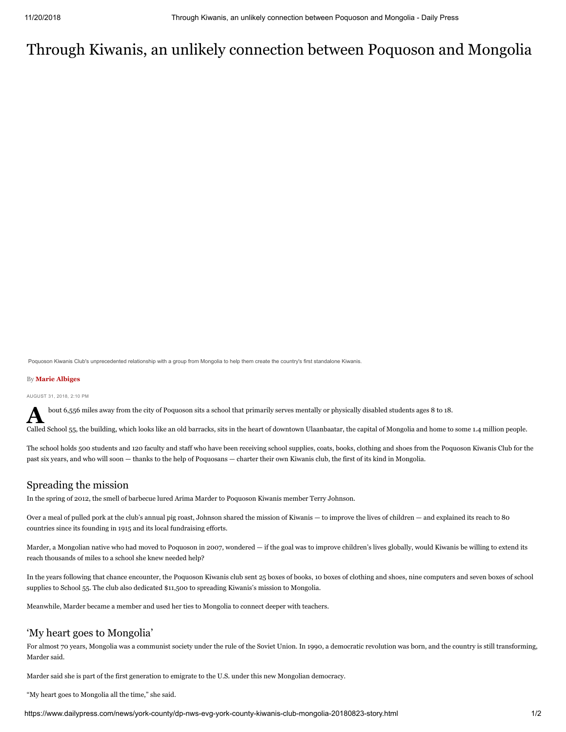# Through Kiwanis, an unlikely connection between Poquoson and Mongolia

Poquoson Kiwanis Club's unprecedented relationship with a group from Mongolia to help them create the country's first standalone Kiwanis.

By **Marie Albiges**

AUGUST 31, 2018, 2:10 PM

About 6,556 miles away from the city of Poquoson sits a school that primarily serves mentally or physically disabled students ages 8 to 18.

Called School 55, the building, which looks like an old barracks, sits in the heart of downtown Ulaanbaatar, the capital of Mongolia and home to some 1.4 million people.

The school holds 500 students and 120 faculty and staff who have been receiving school supplies, coats, books, clothing and shoes from the Poquoson Kiwanis Club for the past six years, and who will soon — thanks to the help of Poquosans — charter their own Kiwanis club, the first of its kind in Mongolia.

## Spreading the mission

In the spring of 2012, the smell of barbecue lured Arima Marder to Poquoson Kiwanis member Terry Johnson.

Over a meal of pulled pork at the club's annual pig roast, Johnson shared the mission of Kiwanis — to improve the lives of children — and explained its reach to 80 countries since its founding in 1915 and its local fundraising efforts.

Marder, a Mongolian native who had moved to Poquoson in 2007, wondered — if the goal was to improve children's lives globally, would Kiwanis be willing to extend its reach thousands of miles to a school she knew needed help?

In the years following that chance encounter, the Poquoson Kiwanis club sent 25 boxes of books, 10 boxes of clothing and shoes, nine computers and seven boxes of school supplies to School 55. The club also dedicated $11,500 to spreading Kiwanis's mission to Mongolia.

Meanwhile, Marder became a member and used her ties to Mongolia to connect deeper with teachers.

## 'My heart goes to Mongolia'

For almost 70 years, Mongolia was a communist society under the rule of the Soviet Union. In 1990, a democratic revolution was born, and the country is still transforming, Marder said.

Marder said she is part of the first generation to emigrate to the U.S. under this new Mongolian democracy.

"My heart goes to Mongolia all the time," she said.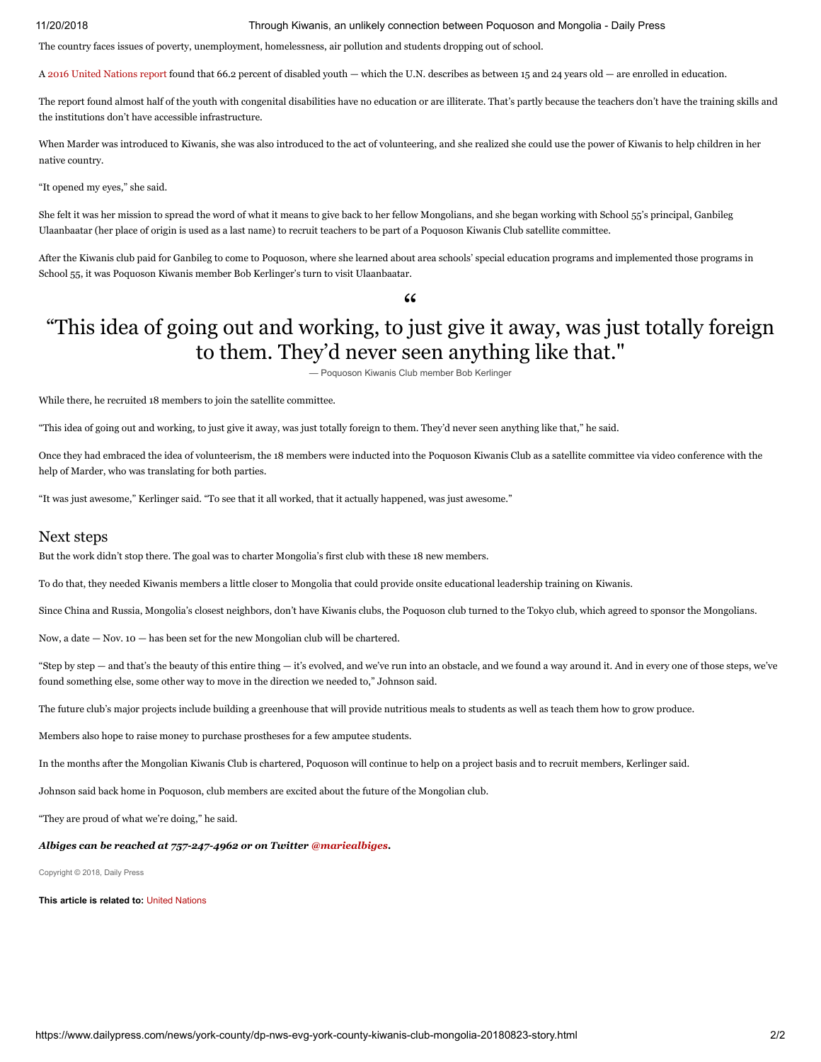The country faces issues of poverty, unemployment, homelessness, air pollution and students dropping out of school.

A 2016 United Nations report found that 66.2 percent of disabled youth — which the U.N. describes as between 15 and 24 years old — are enrolled in education.

The report found almost half of the youth with congenital disabilities have no education or are illiterate. That's partly because the teachers don't have the training skills and the institutions don't have accessible infrastructure.

When Marder was introduced to Kiwanis, she was also introduced to the act of volunteering, and she realized she could use the power of Kiwanis to help children in her native country.

"It opened my eyes," she said.

She felt it was her mission to spread the word of what it means to give back to her fellow Mongolians, and she began working with School 55's principal, Ganbileg Ulaanbaatar (her place of origin is used as a last name) to recruit teachers to be part of a Poquoson Kiwanis Club satellite committee.

After the Kiwanis club paid for Ganbileg to come to Poquoson, where she learned about area schools' special education programs and implemented those programs in School 55, it was Poquoson Kiwanis member Bob Kerlinger's turn to visit Ulaanbaatar.

> "This idea of going out and working, to just give it away, was just totally foreign to them. They'd never seen anything like that."
>
> — Poquoson Kiwanis Club member Bob Kerlinger

While there, he recruited 18 members to join the satellite committee.

"This idea of going out and working, to just give it away, was just totally foreign to them. They'd never seen anything like that," he said.

Once they had embraced the idea of volunteerism, the 18 members were inducted into the Poquoson Kiwanis Club as a satellite committee via video conference with the help of Marder, who was translating for both parties.

"It was just awesome," Kerlinger said. "To see that it all worked, that it actually happened, was just awesome."

## Next steps

But the work didn't stop there. The goal was to charter Mongolia's first club with these 18 new members.

To do that, they needed Kiwanis members a little closer to Mongolia that could provide onsite educational leadership training on Kiwanis.

Since China and Russia, Mongolia's closest neighbors, don't have Kiwanis clubs, the Poquoson club turned to the Tokyo club, which agreed to sponsor the Mongolians.

Now, a date — Nov. 10 — has been set for the new Mongolian club will be chartered.

"Step by step — and that's the beauty of this entire thing — it's evolved, and we've run into an obstacle, and we found a way around it. And in every one of those steps, we've found something else, some other way to move in the direction we needed to," Johnson said.

The future club's major projects include building a greenhouse that will provide nutritious meals to students as well as teach them how to grow produce.

Members also hope to raise money to purchase prostheses for a few amputee students.

In the months after the Mongolian Kiwanis Club is chartered, Poquoson will continue to help on a project basis and to recruit members, Kerlinger said.

Johnson said back home in Poquoson, club members are excited about the future of the Mongolian club.

"They are proud of what we're doing," he said.

***Albiges can be reached at 757-247-4962 or on Twitter @mariealbiges.***

Copyright © 2018, Daily Press

**This article is related to:** United Nations